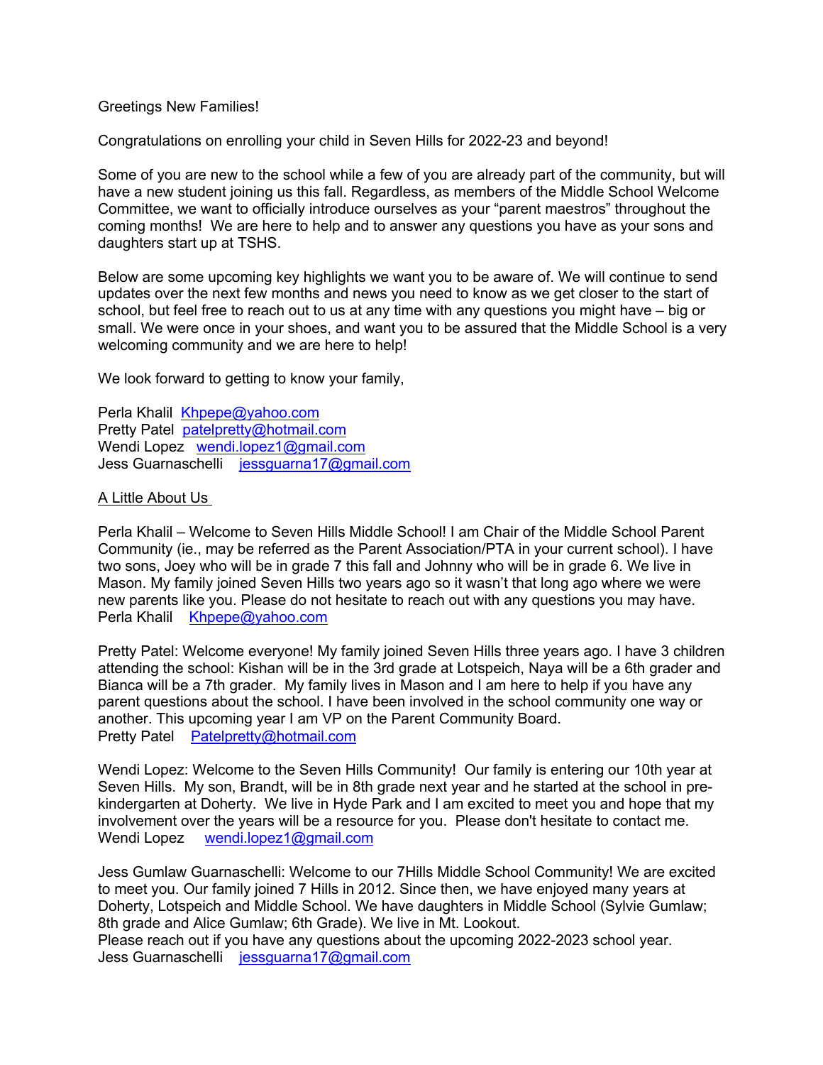Greetings New Families!

Congratulations on enrolling your child in Seven Hills for 2022-23 and beyond!

Some of you are new to the school while a few of you are already part of the community, but will have a new student joining us this fall. Regardless, as members of the Middle School Welcome Committee, we want to officially introduce ourselves as your "parent maestros" throughout the coming months! We are here to help and to answer any questions you have as your sons and daughters start up at TSHS.

Below are some upcoming key highlights we want you to be aware of. We will continue to send updates over the next few months and news you need to know as we get closer to the start of school, but feel free to reach out to us at any time with any questions you might have – big or small. We were once in your shoes, and want you to be assured that the Middle School is a very welcoming community and we are here to help!

We look forward to getting to know your family,

Perla Khalil  Khpepe@yahoo.com
Pretty Patel  patelpretty@hotmail.com
Wendi Lopez  wendi.lopez1@gmail.com
Jess Guarnaschelli  jessguarna17@gmail.com

<u>A Little About Us</u>

Perla Khalil – Welcome to Seven Hills Middle School! I am Chair of the Middle School Parent Community (ie., may be referred as the Parent Association/PTA in your current school). I have two sons, Joey who will be in grade 7 this fall and Johnny who will be in grade 6. We live in Mason. My family joined Seven Hills two years ago so it wasn't that long ago where we were new parents like you. Please do not hesitate to reach out with any questions you may have.
Perla Khalil  Khpepe@yahoo.com

Pretty Patel: Welcome everyone! My family joined Seven Hills three years ago. I have 3 children attending the school: Kishan will be in the 3rd grade at Lotspeich, Naya will be a 6th grader and Bianca will be a 7th grader. My family lives in Mason and I am here to help if you have any parent questions about the school. I have been involved in the school community one way or another. This upcoming year I am VP on the Parent Community Board.
Pretty Patel  Patelpretty@hotmail.com

Wendi Lopez: Welcome to the Seven Hills Community! Our family is entering our 10th year at Seven Hills. My son, Brandt, will be in 8th grade next year and he started at the school in pre-kindergarten at Doherty. We live in Hyde Park and I am excited to meet you and hope that my involvement over the years will be a resource for you. Please don't hesitate to contact me.
Wendi Lopez  wendi.lopez1@gmail.com

Jess Gumlaw Guarnaschelli: Welcome to our 7Hills Middle School Community! We are excited to meet you. Our family joined 7 Hills in 2012. Since then, we have enjoyed many years at Doherty, Lotspeich and Middle School. We have daughters in Middle School (Sylvie Gumlaw; 8th grade and Alice Gumlaw; 6th Grade). We live in Mt. Lookout.
Please reach out if you have any questions about the upcoming 2022-2023 school year.
Jess Guarnaschelli  jessguarna17@gmail.com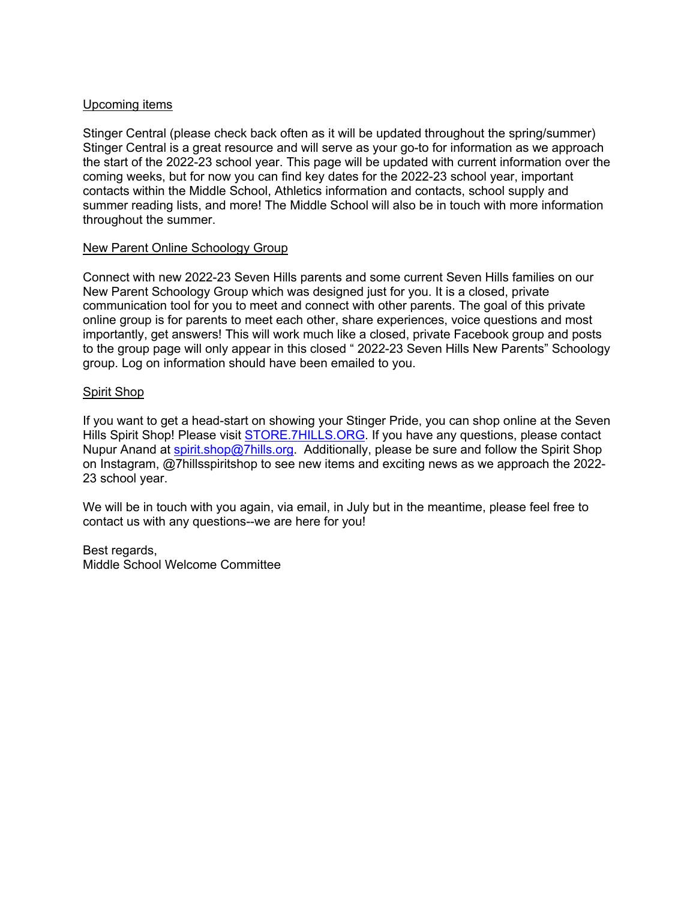Upcoming items

Stinger Central (please check back often as it will be updated throughout the spring/summer)
Stinger Central is a great resource and will serve as your go-to for information as we approach the start of the 2022-23 school year. This page will be updated with current information over the coming weeks, but for now you can find key dates for the 2022-23 school year, important contacts within the Middle School, Athletics information and contacts, school supply and summer reading lists, and more! The Middle School will also be in touch with more information throughout the summer.

New Parent Online Schoology Group

Connect with new 2022-23 Seven Hills parents and some current Seven Hills families on our New Parent Schoology Group which was designed just for you. It is a closed, private communication tool for you to meet and connect with other parents. The goal of this private online group is for parents to meet each other, share experiences, voice questions and most importantly, get answers! This will work much like a closed, private Facebook group and posts to the group page will only appear in this closed " 2022-23 Seven Hills New Parents" Schoology group. Log on information should have been emailed to you.

Spirit Shop

If you want to get a head-start on showing your Stinger Pride, you can shop online at the Seven Hills Spirit Shop! Please visit STORE.7HILLS.ORG. If you have any questions, please contact Nupur Anand at spirit.shop@7hills.org. Additionally, please be sure and follow the Spirit Shop on Instagram, @7hillsspiritshop to see new items and exciting news as we approach the 2022-23 school year.

We will be in touch with you again, via email, in July but in the meantime, please feel free to contact us with any questions--we are here for you!

Best regards,
Middle School Welcome Committee